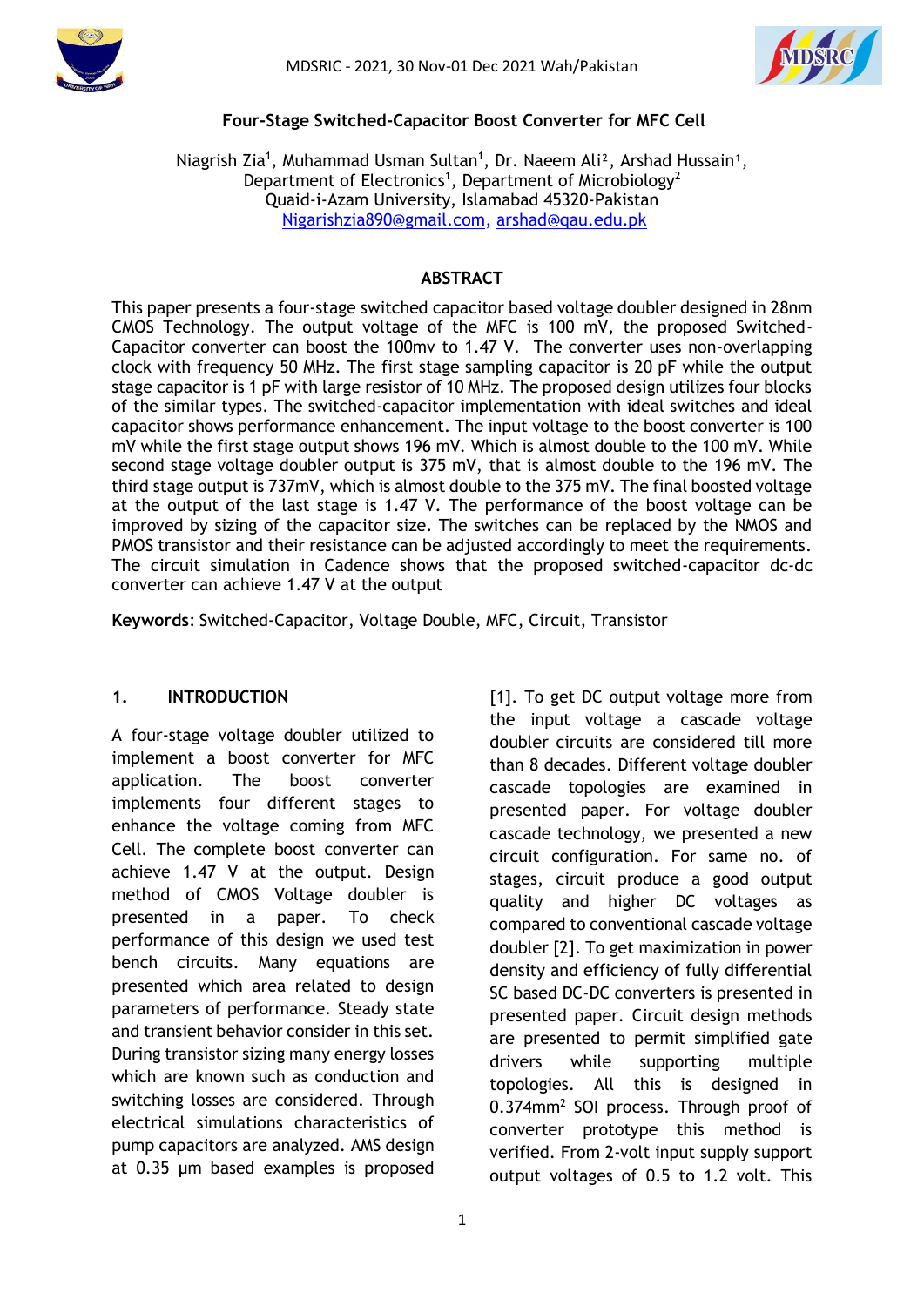# Four-Stage Switched-Capacitor Boost Converter for MFC Cell

Niagrish Zia[1], Muhammad Usman Sultan[1], Dr. Naeem Ali[2], Arshad Hussain[1],
Department of Electronics[1], Department of Microbiology[2]
Quaid-i-Azam University, Islamabad 45320-Pakistan
Nigarishzia890@gmail.com, arshad@qau.edu.pk

## ABSTRACT

This paper presents a four-stage switched capacitor based voltage doubler designed in 28nm CMOS Technology. The output voltage of the MFC is 100 mV, the proposed Switched-Capacitor converter can boost the 100mv to 1.47 V. The converter uses non-overlapping clock with frequency 50 MHz. The first stage sampling capacitor is 20 pF while the output stage capacitor is 1 pF with large resistor of 10 MHz. The proposed design utilizes four blocks of the similar types. The switched-capacitor implementation with ideal switches and ideal capacitor shows performance enhancement. The input voltage to the boost converter is 100 mV while the first stage output shows 196 mV. Which is almost double to the 100 mV. While second stage voltage doubler output is 375 mV, that is almost double to the 196 mV. The third stage output is 737mV, which is almost double to the 375 mV. The final boosted voltage at the output of the last stage is 1.47 V. The performance of the boost voltage can be improved by sizing of the capacitor size. The switches can be replaced by the NMOS and PMOS transistor and their resistance can be adjusted accordingly to meet the requirements. The circuit simulation in Cadence shows that the proposed switched-capacitor dc-dc converter can achieve 1.47 V at the output

**Keywords**: Switched-Capacitor, Voltage Double, MFC, Circuit, Transistor

## 1. INTRODUCTION

A four-stage voltage doubler utilized to implement a boost converter for MFC application. The boost converter implements four different stages to enhance the voltage coming from MFC Cell. The complete boost converter can achieve 1.47 V at the output. Design method of CMOS Voltage doubler is presented in a paper. To check performance of this design we used test bench circuits. Many equations are presented which area related to design parameters of performance. Steady state and transient behavior consider in this set. During transistor sizing many energy losses which are known such as conduction and switching losses are considered. Through electrical simulations characteristics of pump capacitors are analyzed. AMS design at 0.35 µm based examples is proposed [1]. To get DC output voltage more from the input voltage a cascade voltage doubler circuits are considered till more than 8 decades. Different voltage doubler cascade topologies are examined in presented paper. For voltage doubler cascade technology, we presented a new circuit configuration. For same no. of stages, circuit produce a good output quality and higher DC voltages as compared to conventional cascade voltage doubler [2]. To get maximization in power density and efficiency of fully differential SC based DC-DC converters is presented in presented paper. Circuit design methods are presented to permit simplified gate drivers while supporting multiple topologies. All this is designed in 0.374mm$^2$ SOI process. Through proof of converter prototype this method is verified. From 2-volt input supply support output voltages of 0.5 to 1.2 volt. This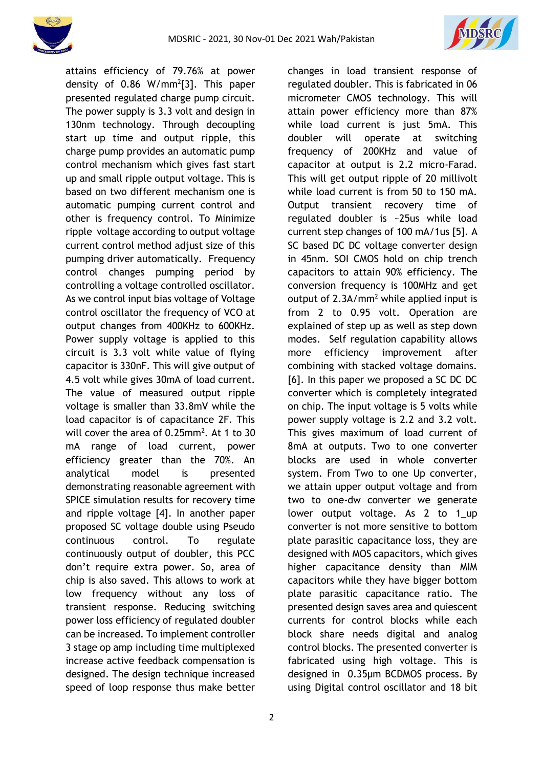attains efficiency of 79.76% at power density of 0.86 W/mm$^2$[3]. This paper presented regulated charge pump circuit. The power supply is 3.3 volt and design in 130nm technology. Through decoupling start up time and output ripple, this charge pump provides an automatic pump control mechanism which gives fast start up and small ripple output voltage. This is based on two different mechanism one is automatic pumping current control and other is frequency control. To Minimize ripple voltage according to output voltage current control method adjust size of this pumping driver automatically. Frequency control changes pumping period by controlling a voltage controlled oscillator. As we control input bias voltage of Voltage control oscillator the frequency of VCO at output changes from 400KHz to 600KHz. Power supply voltage is applied to this circuit is 3.3 volt while value of flying capacitor is 330nF. This will give output of 4.5 volt while gives 30mA of load current. The value of measured output ripple voltage is smaller than 33.8mV while the load capacitor is of capacitance 2F. This will cover the area of 0.25mm$^2$. At 1 to 30 mA range of load current, power efficiency greater than the 70%. An analytical model is presented demonstrating reasonable agreement with SPICE simulation results for recovery time and ripple voltage [4]. In another paper proposed SC voltage double using Pseudo continuous control. To regulate continuously output of doubler, this PCC don't require extra power. So, area of chip is also saved. This allows to work at low frequency without any loss of transient response. Reducing switching power loss efficiency of regulated doubler can be increased. To implement controller 3 stage op amp including time multiplexed increase active feedback compensation is designed. The design technique increased speed of loop response thus make better changes in load transient response of regulated doubler. This is fabricated in 06 micrometer CMOS technology. This will attain power efficiency more than 87% while load current is just 5mA. This doubler will operate at switching frequency of 200KHz and value of capacitor at output is 2.2 micro-Farad. This will get output ripple of 20 millivolt while load current is from 50 to 150 mA. Output transient recovery time of regulated doubler is ~25us while load current step changes of 100 mA/1us [5]. A SC based DC DC voltage converter design in 45nm. SOI CMOS hold on chip trench capacitors to attain 90% efficiency. The conversion frequency is 100MHz and get output of 2.3A/mm$^2$ while applied input is from 2 to 0.95 volt. Operation are explained of step up as well as step down modes. Self regulation capability allows more efficiency improvement after combining with stacked voltage domains. [6]. In this paper we proposed a SC DC DC converter which is completely integrated on chip. The input voltage is 5 volts while power supply voltage is 2.2 and 3.2 volt. This gives maximum of load current of 8mA at outputs. Two to one converter blocks are used in whole converter system. From Two to one Up converter, we attain upper output voltage and from two to one-dw converter we generate lower output voltage. As 2 to 1_up converter is not more sensitive to bottom plate parasitic capacitance loss, they are designed with MOS capacitors, which gives higher capacitance density than MIM capacitors while they have bigger bottom plate parasitic capacitance ratio. The presented design saves area and quiescent currents for control blocks while each block share needs digital and analog control blocks. The presented converter is fabricated using high voltage. This is designed in 0.35μm BCDMOS process. By using Digital control oscillator and 18 bit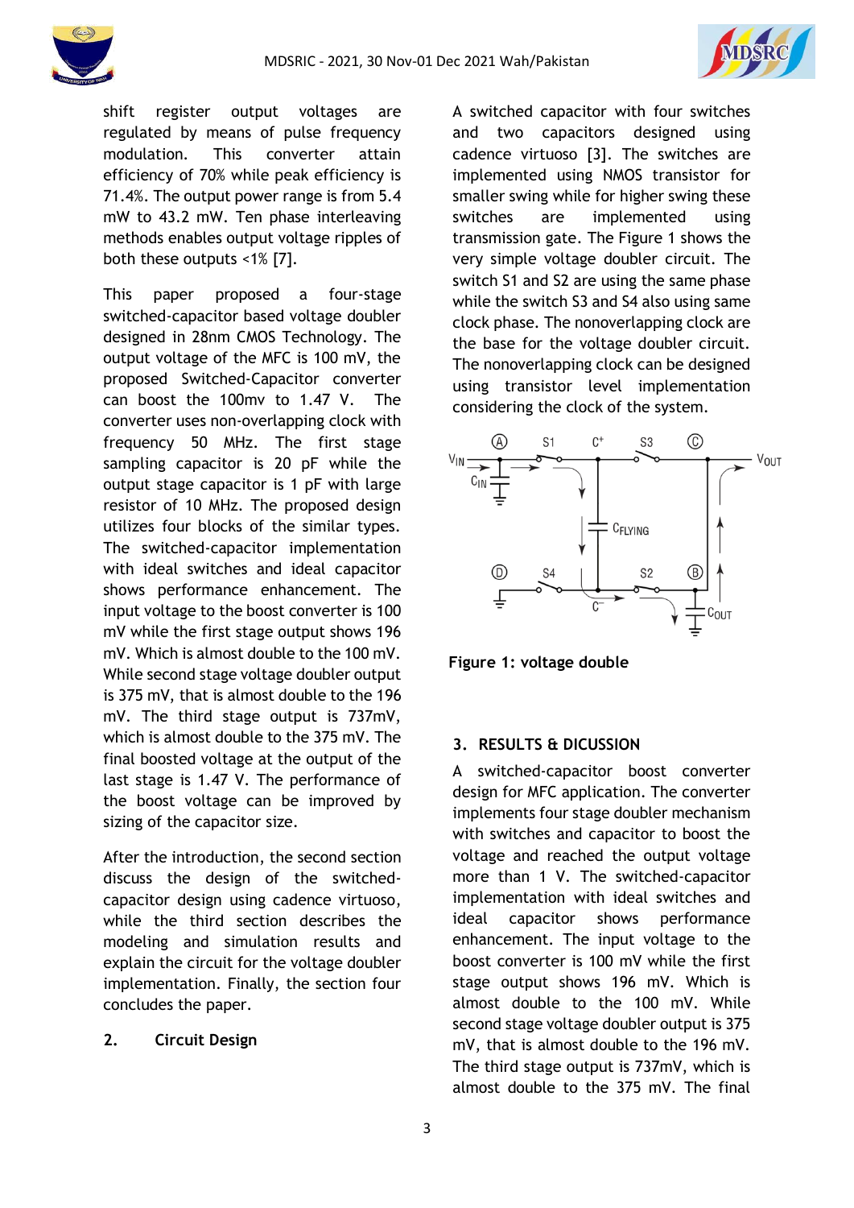shift register output voltages are regulated by means of pulse frequency modulation. This converter attain efficiency of 70% while peak efficiency is 71.4%. The output power range is from 5.4 mW to 43.2 mW. Ten phase interleaving methods enables output voltage ripples of both these outputs <1% [7].

This paper proposed a four-stage switched-capacitor based voltage doubler designed in 28nm CMOS Technology. The output voltage of the MFC is 100 mV, the proposed Switched-Capacitor converter can boost the 100mv to 1.47 V. The converter uses non-overlapping clock with frequency 50 MHz. The first stage sampling capacitor is 20 pF while the output stage capacitor is 1 pF with large resistor of 10 MHz. The proposed design utilizes four blocks of the similar types. The switched-capacitor implementation with ideal switches and ideal capacitor shows performance enhancement. The input voltage to the boost converter is 100 mV while the first stage output shows 196 mV. Which is almost double to the 100 mV. While second stage voltage doubler output is 375 mV, that is almost double to the 196 mV. The third stage output is 737mV, which is almost double to the 375 mV. The final boosted voltage at the output of the last stage is 1.47 V. The performance of the boost voltage can be improved by sizing of the capacitor size.

After the introduction, the second section discuss the design of the switched-capacitor design using cadence virtuoso, while the third section describes the modeling and simulation results and explain the circuit for the voltage doubler implementation. Finally, the section four concludes the paper.

## 2. Circuit Design

A switched capacitor with four switches and two capacitors designed using cadence virtuoso [3]. The switches are implemented using NMOS transistor for smaller swing while for higher swing these switches are implemented using transmission gate. The Figure 1 shows the very simple voltage doubler circuit. The switch S1 and S2 are using the same phase while the switch S3 and S4 also using same clock phase. The nonoverlapping clock are the base for the voltage doubler circuit. The nonoverlapping clock can be designed using transistor level implementation considering the clock of the system.

A S1 C+ S3 C

$V_{IN}$ $V_{OUT}$

$C_{IN}$

$C_{FLYING}$

D S4 S2 B

C−

$C_{OUT}$

**Figure 1: voltage double**

## 3. RESULTS & DICUSSION

A switched-capacitor boost converter design for MFC application. The converter implements four stage doubler mechanism with switches and capacitor to boost the voltage and reached the output voltage more than 1 V. The switched-capacitor implementation with ideal switches and ideal capacitor shows performance enhancement. The input voltage to the boost converter is 100 mV while the first stage output shows 196 mV. Which is almost double to the 100 mV. While second stage voltage doubler output is 375 mV, that is almost double to the 196 mV. The third stage output is 737mV, which is almost double to the 375 mV. The final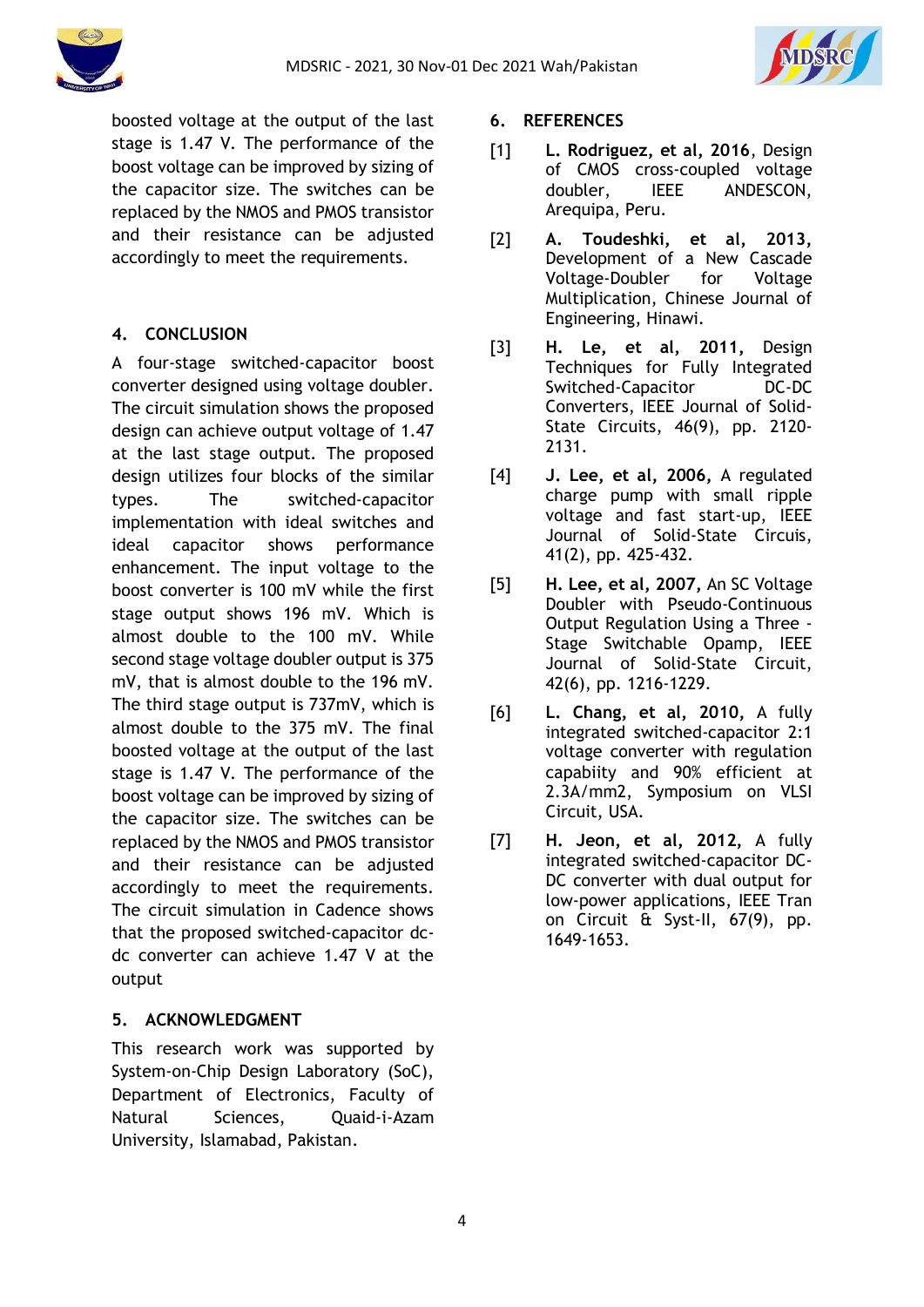boosted voltage at the output of the last stage is 1.47 V. The performance of the boost voltage can be improved by sizing of the capacitor size. The switches can be replaced by the NMOS and PMOS transistor and their resistance can be adjusted accordingly to meet the requirements.

## 4. CONCLUSION

A four-stage switched-capacitor boost converter designed using voltage doubler. The circuit simulation shows the proposed design can achieve output voltage of 1.47 at the last stage output. The proposed design utilizes four blocks of the similar types. The switched-capacitor implementation with ideal switches and ideal capacitor shows performance enhancement. The input voltage to the boost converter is 100 mV while the first stage output shows 196 mV. Which is almost double to the 100 mV. While second stage voltage doubler output is 375 mV, that is almost double to the 196 mV. The third stage output is 737mV, which is almost double to the 375 mV. The final boosted voltage at the output of the last stage is 1.47 V. The performance of the boost voltage can be improved by sizing of the capacitor size. The switches can be replaced by the NMOS and PMOS transistor and their resistance can be adjusted accordingly to meet the requirements. The circuit simulation in Cadence shows that the proposed switched-capacitor dc-dc converter can achieve 1.47 V at the output

## 5. ACKNOWLEDGMENT

This research work was supported by System-on-Chip Design Laboratory (SoC), Department of Electronics, Faculty of Natural Sciences, Quaid-i-Azam University, Islamabad, Pakistan.

## 6. REFERENCES

[1] **L. Rodriguez, et al, 2016**, Design of CMOS cross-coupled voltage doubler, IEEE ANDESCON, Arequipa, Peru.

[2] **A. Toudeshki, et al, 2013,** Development of a New Cascade Voltage-Doubler for Voltage Multiplication, Chinese Journal of Engineering, Hinawi.

[3] **H. Le, et al, 2011,** Design Techniques for Fully Integrated Switched-Capacitor DC-DC Converters, IEEE Journal of Solid-State Circuits, 46(9), pp. 2120-2131.

[4] **J. Lee, et al, 2006,** A regulated charge pump with small ripple voltage and fast start-up, IEEE Journal of Solid-State Circuis, 41(2), pp. 425-432.

[5] **H. Lee, et al, 2007,** An SC Voltage Doubler with Pseudo-Continuous Output Regulation Using a Three - Stage Switchable Opamp, IEEE Journal of Solid-State Circuit, 42(6), pp. 1216-1229.

[6] **L. Chang, et al, 2010,** A fully integrated switched-capacitor 2:1 voltage converter with regulation capabiity and 90% efficient at 2.3A/mm2, Symposium on VLSI Circuit, USA.

[7] **H. Jeon, et al, 2012,** A fully integrated switched-capacitor DC-DC converter with dual output for low-power applications, IEEE Tran on Circuit & Syst-II, 67(9), pp. 1649-1653.